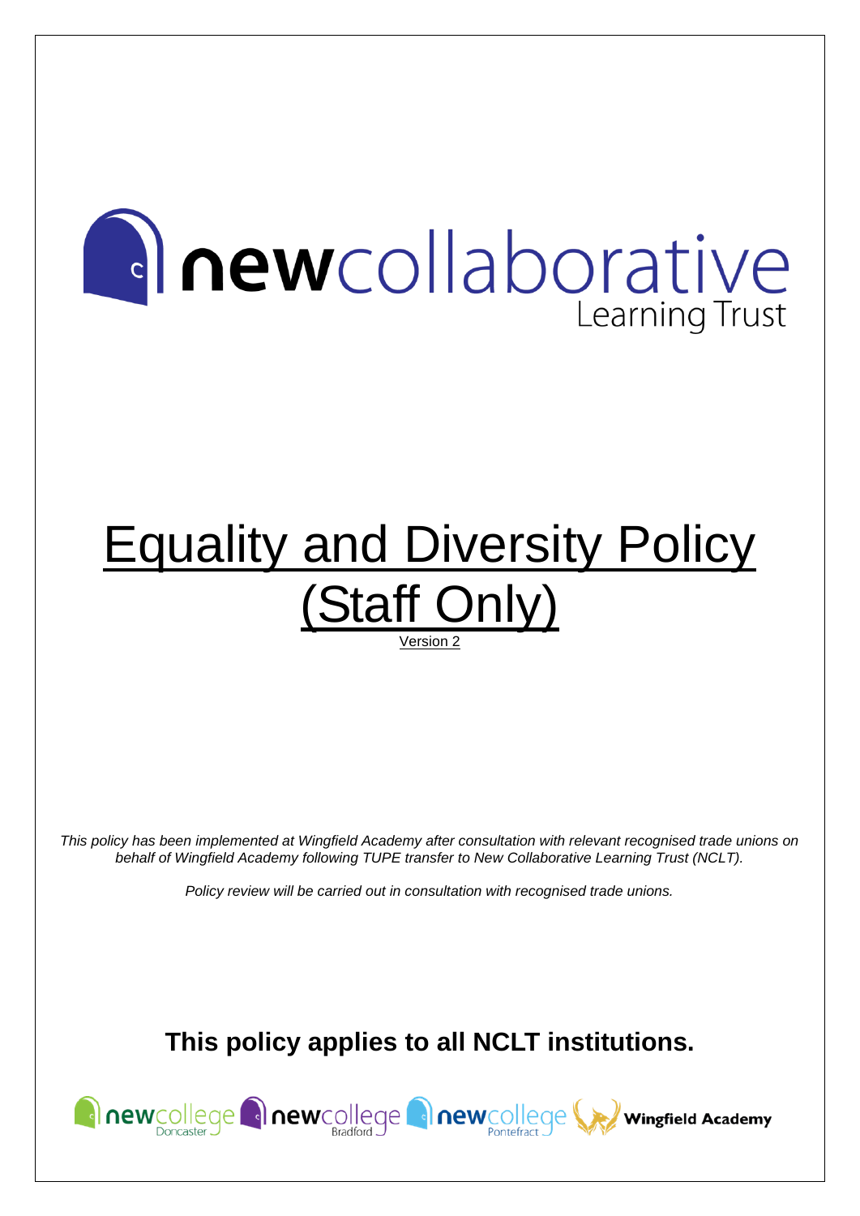newcollaborative Learning Trust

# Equality and Diversity Policy (Staff Only)

Version 2

*This policy has been implemented at Wingfield Academy after consultation with relevant recognised trade unions on behalf of Wingfield Academy following TUPE transfer to New Collaborative Learning Trust (NCLT).*

*Policy review will be carried out in consultation with recognised trade unions.*

**This policy applies to all NCLT institutions.**

newcollege Doncaster | newcollege Bradford | newcollege Pontefract | Wingfield Academy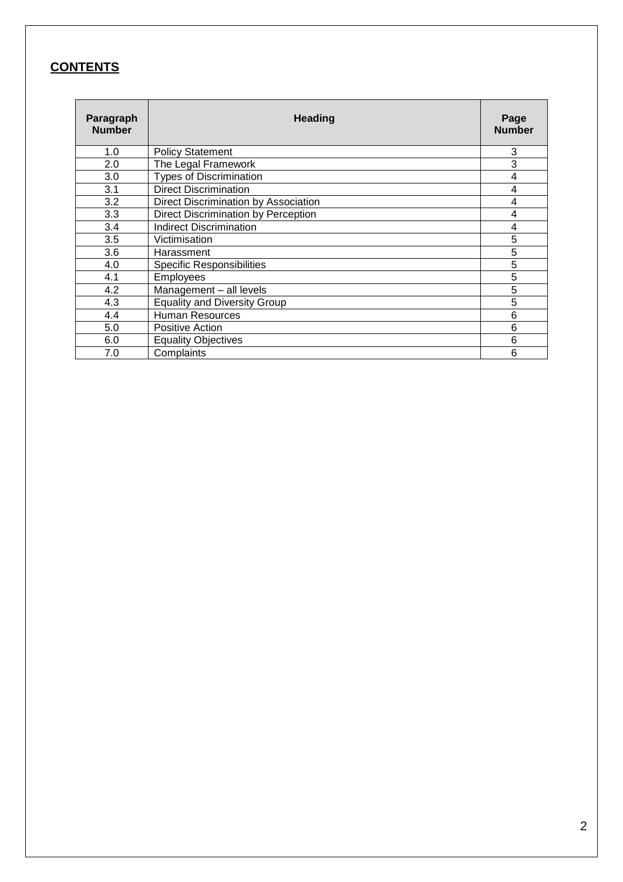## CONTENTS

| Paragraph Number | Heading | Page Number |
|---|---|---|
| 1.0 | Policy Statement | 3 |
| 2.0 | The Legal Framework | 3 |
| 3.0 | Types of Discrimination | 4 |
| 3.1 | Direct Discrimination | 4 |
| 3.2 | Direct Discrimination by Association | 4 |
| 3.3 | Direct Discrimination by Perception | 4 |
| 3.4 | Indirect Discrimination | 4 |
| 3.5 | Victimisation | 5 |
| 3.6 | Harassment | 5 |
| 4.0 | Specific Responsibilities | 5 |
| 4.1 | Employees | 5 |
| 4.2 | Management – all levels | 5 |
| 4.3 | Equality and Diversity Group | 5 |
| 4.4 | Human Resources | 6 |
| 5.0 | Positive Action | 6 |
| 6.0 | Equality Objectives | 6 |
| 7.0 | Complaints | 6 |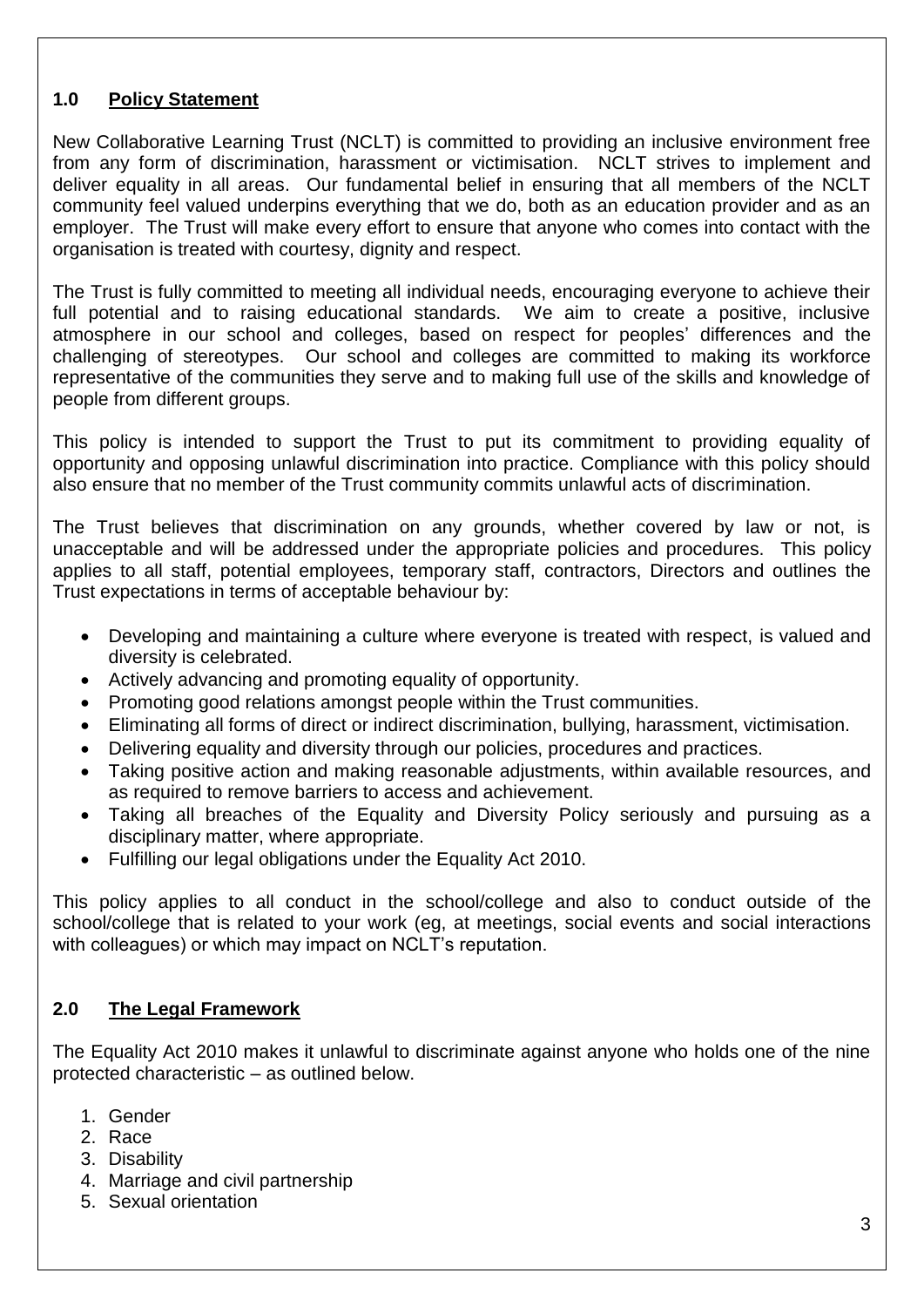## 1.0 Policy Statement

New Collaborative Learning Trust (NCLT) is committed to providing an inclusive environment free from any form of discrimination, harassment or victimisation. NCLT strives to implement and deliver equality in all areas. Our fundamental belief in ensuring that all members of the NCLT community feel valued underpins everything that we do, both as an education provider and as an employer. The Trust will make every effort to ensure that anyone who comes into contact with the organisation is treated with courtesy, dignity and respect.

The Trust is fully committed to meeting all individual needs, encouraging everyone to achieve their full potential and to raising educational standards. We aim to create a positive, inclusive atmosphere in our school and colleges, based on respect for peoples' differences and the challenging of stereotypes. Our school and colleges are committed to making its workforce representative of the communities they serve and to making full use of the skills and knowledge of people from different groups.

This policy is intended to support the Trust to put its commitment to providing equality of opportunity and opposing unlawful discrimination into practice. Compliance with this policy should also ensure that no member of the Trust community commits unlawful acts of discrimination.

The Trust believes that discrimination on any grounds, whether covered by law or not, is unacceptable and will be addressed under the appropriate policies and procedures. This policy applies to all staff, potential employees, temporary staff, contractors, Directors and outlines the Trust expectations in terms of acceptable behaviour by:

- Developing and maintaining a culture where everyone is treated with respect, is valued and diversity is celebrated.
- Actively advancing and promoting equality of opportunity.
- Promoting good relations amongst people within the Trust communities.
- Eliminating all forms of direct or indirect discrimination, bullying, harassment, victimisation.
- Delivering equality and diversity through our policies, procedures and practices.
- Taking positive action and making reasonable adjustments, within available resources, and as required to remove barriers to access and achievement.
- Taking all breaches of the Equality and Diversity Policy seriously and pursuing as a disciplinary matter, where appropriate.
- Fulfilling our legal obligations under the Equality Act 2010.

This policy applies to all conduct in the school/college and also to conduct outside of the school/college that is related to your work (eg, at meetings, social events and social interactions with colleagues) or which may impact on NCLT's reputation.

## 2.0 The Legal Framework

The Equality Act 2010 makes it unlawful to discriminate against anyone who holds one of the nine protected characteristic – as outlined below.

1. Gender
2. Race
3. Disability
4. Marriage and civil partnership
5. Sexual orientation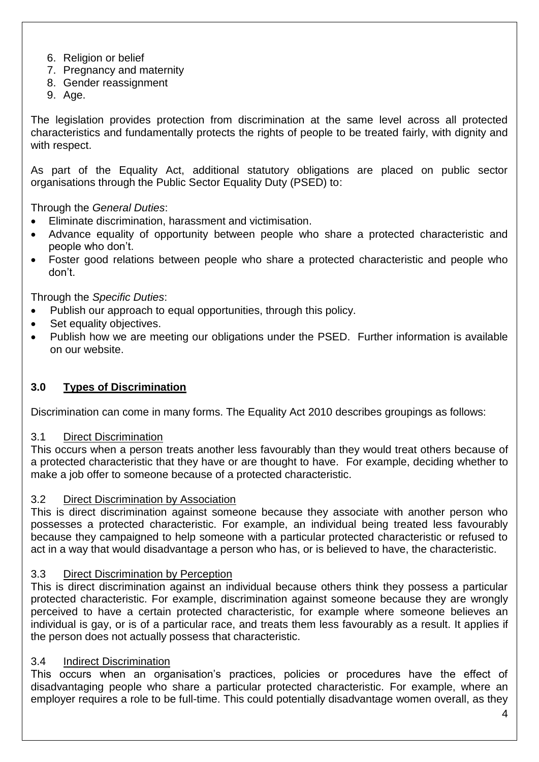6. Religion or belief
7. Pregnancy and maternity
8. Gender reassignment
9. Age.

The legislation provides protection from discrimination at the same level across all protected characteristics and fundamentally protects the rights of people to be treated fairly, with dignity and with respect.

As part of the Equality Act, additional statutory obligations are placed on public sector organisations through the Public Sector Equality Duty (PSED) to:

Through the *General Duties*:

- Eliminate discrimination, harassment and victimisation.
- Advance equality of opportunity between people who share a protected characteristic and people who don't.
- Foster good relations between people who share a protected characteristic and people who don't.

Through the *Specific Duties*:

- Publish our approach to equal opportunities, through this policy.
- Set equality objectives.
- Publish how we are meeting our obligations under the PSED. Further information is available on our website.

## 3.0 Types of Discrimination

Discrimination can come in many forms. The Equality Act 2010 describes groupings as follows:

### 3.1 Direct Discrimination

This occurs when a person treats another less favourably than they would treat others because of a protected characteristic that they have or are thought to have. For example, deciding whether to make a job offer to someone because of a protected characteristic.

### 3.2 Direct Discrimination by Association

This is direct discrimination against someone because they associate with another person who possesses a protected characteristic. For example, an individual being treated less favourably because they campaigned to help someone with a particular protected characteristic or refused to act in a way that would disadvantage a person who has, or is believed to have, the characteristic.

### 3.3 Direct Discrimination by Perception

This is direct discrimination against an individual because others think they possess a particular protected characteristic. For example, discrimination against someone because they are wrongly perceived to have a certain protected characteristic, for example where someone believes an individual is gay, or is of a particular race, and treats them less favourably as a result. It applies if the person does not actually possess that characteristic.

### 3.4 Indirect Discrimination

This occurs when an organisation's practices, policies or procedures have the effect of disadvantaging people who share a particular protected characteristic. For example, where an employer requires a role to be full-time. This could potentially disadvantage women overall, as they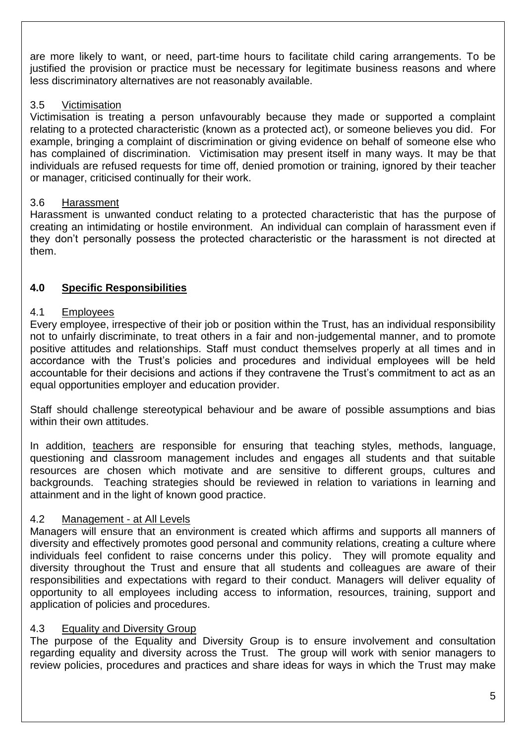are more likely to want, or need, part-time hours to facilitate child caring arrangements. To be justified the provision or practice must be necessary for legitimate business reasons and where less discriminatory alternatives are not reasonably available.

### 3.5 Victimisation

Victimisation is treating a person unfavourably because they made or supported a complaint relating to a protected characteristic (known as a protected act), or someone believes you did. For example, bringing a complaint of discrimination or giving evidence on behalf of someone else who has complained of discrimination. Victimisation may present itself in many ways. It may be that individuals are refused requests for time off, denied promotion or training, ignored by their teacher or manager, criticised continually for their work.

### 3.6 Harassment

Harassment is unwanted conduct relating to a protected characteristic that has the purpose of creating an intimidating or hostile environment. An individual can complain of harassment even if they don't personally possess the protected characteristic or the harassment is not directed at them.

## 4.0 Specific Responsibilities

### 4.1 Employees

Every employee, irrespective of their job or position within the Trust, has an individual responsibility not to unfairly discriminate, to treat others in a fair and non-judgemental manner, and to promote positive attitudes and relationships. Staff must conduct themselves properly at all times and in accordance with the Trust's policies and procedures and individual employees will be held accountable for their decisions and actions if they contravene the Trust's commitment to act as an equal opportunities employer and education provider.

Staff should challenge stereotypical behaviour and be aware of possible assumptions and bias within their own attitudes.

In addition, teachers are responsible for ensuring that teaching styles, methods, language, questioning and classroom management includes and engages all students and that suitable resources are chosen which motivate and are sensitive to different groups, cultures and backgrounds. Teaching strategies should be reviewed in relation to variations in learning and attainment and in the light of known good practice.

### 4.2 Management - at All Levels

Managers will ensure that an environment is created which affirms and supports all manners of diversity and effectively promotes good personal and community relations, creating a culture where individuals feel confident to raise concerns under this policy. They will promote equality and diversity throughout the Trust and ensure that all students and colleagues are aware of their responsibilities and expectations with regard to their conduct. Managers will deliver equality of opportunity to all employees including access to information, resources, training, support and application of policies and procedures.

### 4.3 Equality and Diversity Group

The purpose of the Equality and Diversity Group is to ensure involvement and consultation regarding equality and diversity across the Trust. The group will work with senior managers to review policies, procedures and practices and share ideas for ways in which the Trust may make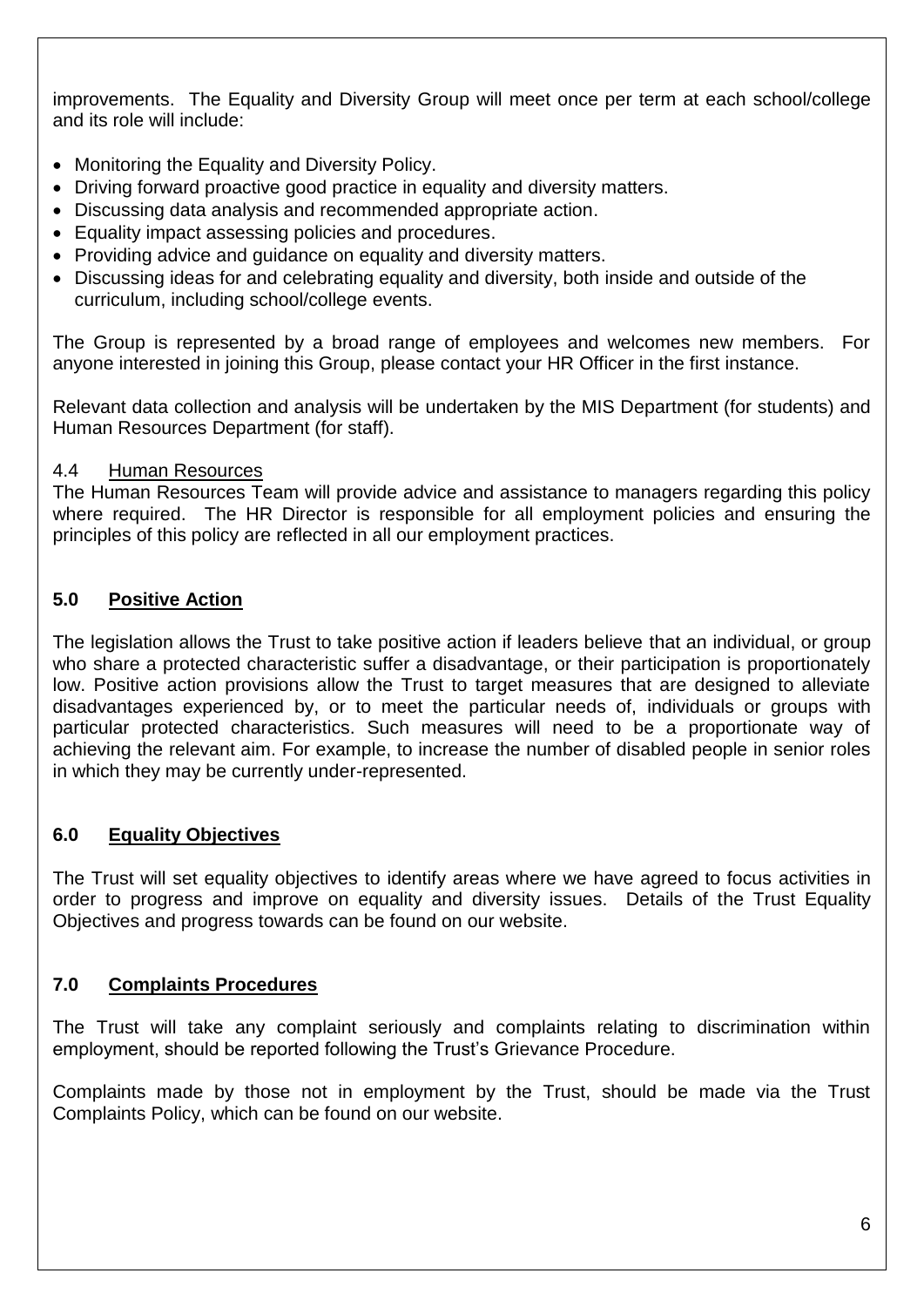improvements. The Equality and Diversity Group will meet once per term at each school/college and its role will include:

- Monitoring the Equality and Diversity Policy.
- Driving forward proactive good practice in equality and diversity matters.
- Discussing data analysis and recommended appropriate action.
- Equality impact assessing policies and procedures.
- Providing advice and guidance on equality and diversity matters.
- Discussing ideas for and celebrating equality and diversity, both inside and outside of the curriculum, including school/college events.

The Group is represented by a broad range of employees and welcomes new members. For anyone interested in joining this Group, please contact your HR Officer in the first instance.

Relevant data collection and analysis will be undertaken by the MIS Department (for students) and Human Resources Department (for staff).

### 4.4 Human Resources

The Human Resources Team will provide advice and assistance to managers regarding this policy where required. The HR Director is responsible for all employment policies and ensuring the principles of this policy are reflected in all our employment practices.

## 5.0 Positive Action

The legislation allows the Trust to take positive action if leaders believe that an individual, or group who share a protected characteristic suffer a disadvantage, or their participation is proportionately low. Positive action provisions allow the Trust to target measures that are designed to alleviate disadvantages experienced by, or to meet the particular needs of, individuals or groups with particular protected characteristics. Such measures will need to be a proportionate way of achieving the relevant aim. For example, to increase the number of disabled people in senior roles in which they may be currently under-represented.

## 6.0 Equality Objectives

The Trust will set equality objectives to identify areas where we have agreed to focus activities in order to progress and improve on equality and diversity issues. Details of the Trust Equality Objectives and progress towards can be found on our website.

## 7.0 Complaints Procedures

The Trust will take any complaint seriously and complaints relating to discrimination within employment, should be reported following the Trust's Grievance Procedure.

Complaints made by those not in employment by the Trust, should be made via the Trust Complaints Policy, which can be found on our website.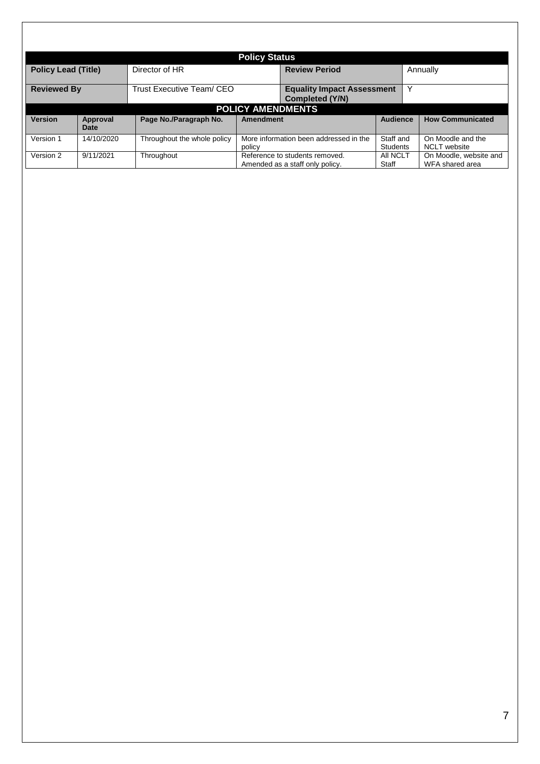## Policy Status

| | | | |
|---|---|---|---|
| **Policy Lead (Title)** | Director of HR | **Review Period** | Annually |
| **Reviewed By** | Trust Executive Team/ CEO | **Equality Impact Assessment Completed (Y/N)** | Y |

## POLICY AMENDMENTS

| **Version** | **Approval Date** | **Page No./Paragraph No.** | **Amendment** | **Audience** | **How Communicated** |
|---|---|---|---|---|---|
| Version 1 | 14/10/2020 | Throughout the whole policy | More information been addressed in the policy | Staff and Students | On Moodle and the NCLT website |
| Version 2 | 9/11/2021 | Throughout | Reference to students removed. Amended as a staff only policy. | All NCLT Staff | On Moodle, website and WFA shared area |